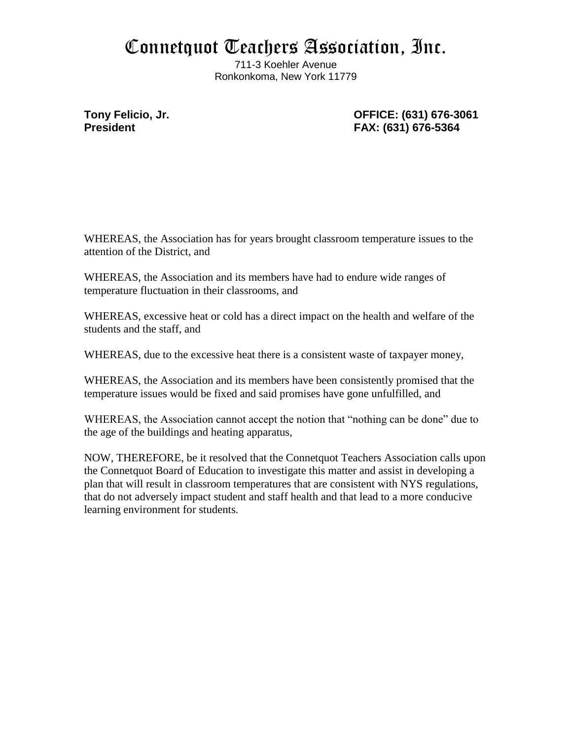# Connetquot Teachers Association, Inc.

711-3 Koehler Avenue
Ronkonkoma, New York 11779

**Tony Felicio, Jr.**
**President**

**OFFICE: (631) 676-3061**
**FAX: (631) 676-5364**

WHEREAS, the Association has for years brought classroom temperature issues to the attention of the District, and

WHEREAS, the Association and its members have had to endure wide ranges of temperature fluctuation in their classrooms, and

WHEREAS, excessive heat or cold has a direct impact on the health and welfare of the students and the staff, and

WHEREAS, due to the excessive heat there is a consistent waste of taxpayer money,

WHEREAS, the Association and its members have been consistently promised that the temperature issues would be fixed and said promises have gone unfulfilled, and

WHEREAS, the Association cannot accept the notion that "nothing can be done" due to the age of the buildings and heating apparatus,

NOW, THEREFORE, be it resolved that the Connetquot Teachers Association calls upon the Connetquot Board of Education to investigate this matter and assist in developing a plan that will result in classroom temperatures that are consistent with NYS regulations, that do not adversely impact student and staff health and that lead to a more conducive learning environment for students.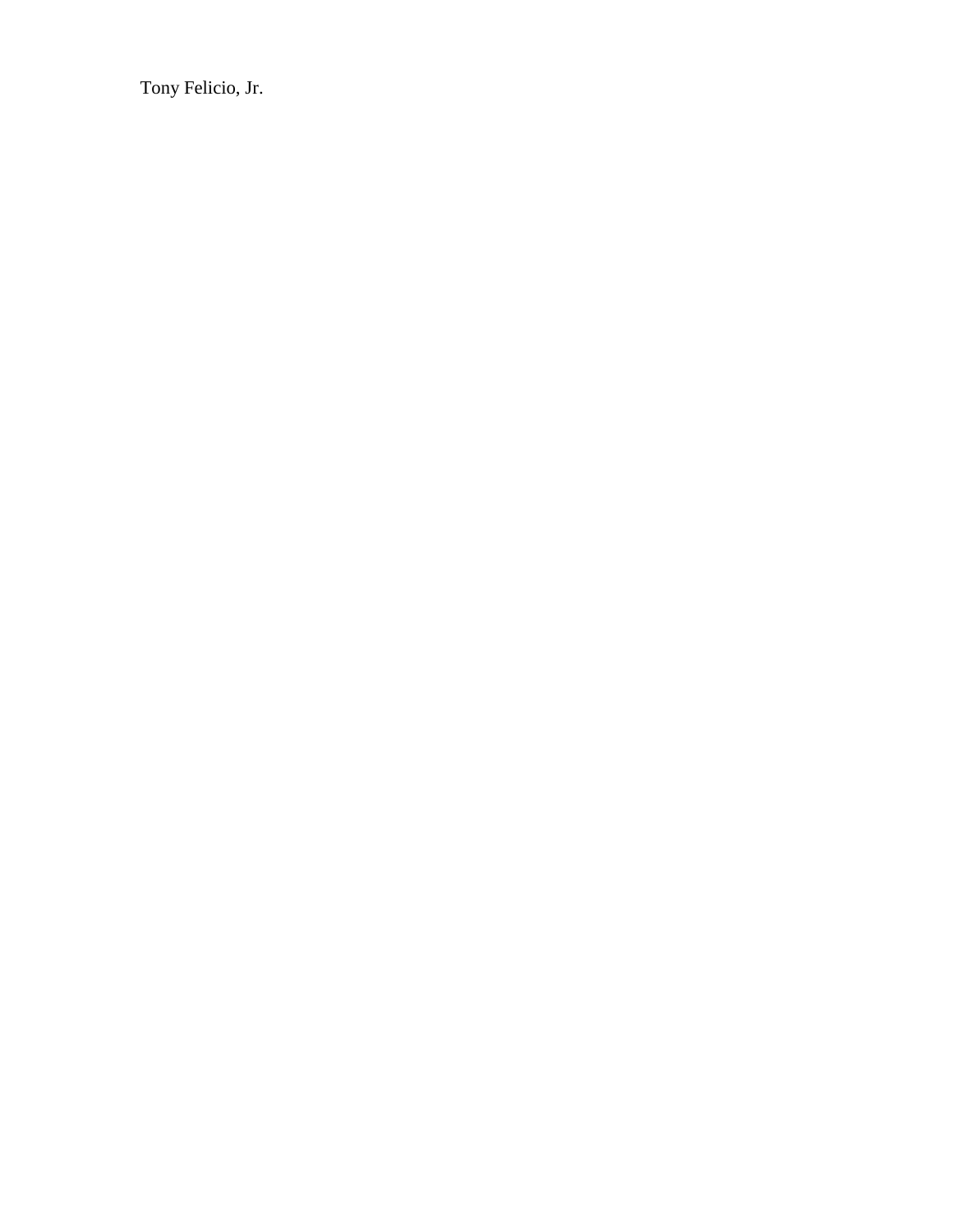Tony Felicio, Jr.